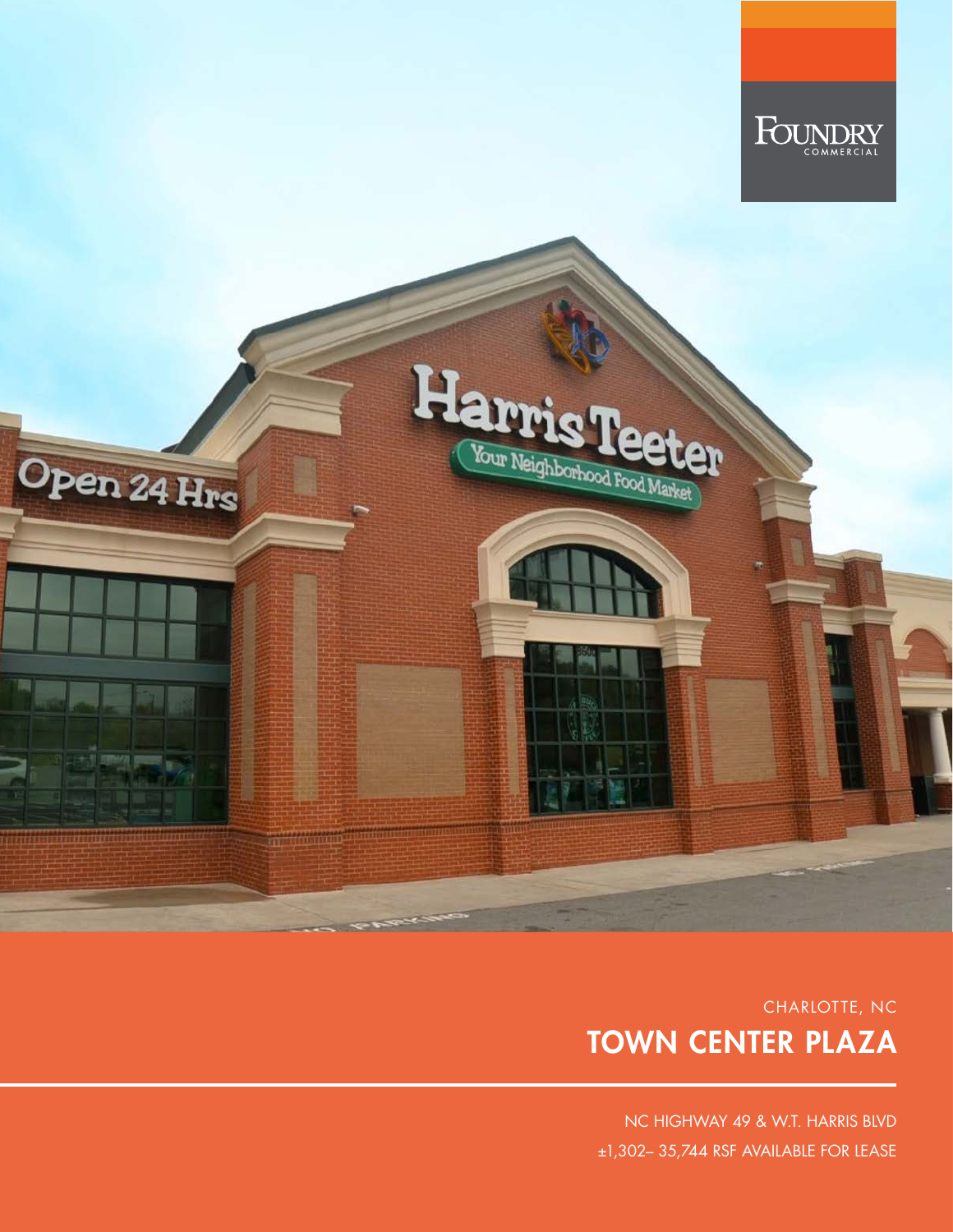FOUNDRY COMMERCIAL

CHARLOTTE, NC

# TOWN CENTER PLAZA

NC HIGHWAY 49 & W.T. HARRIS BLVD

±1,302– 35,744 RSF AVAILABLE FOR LEASE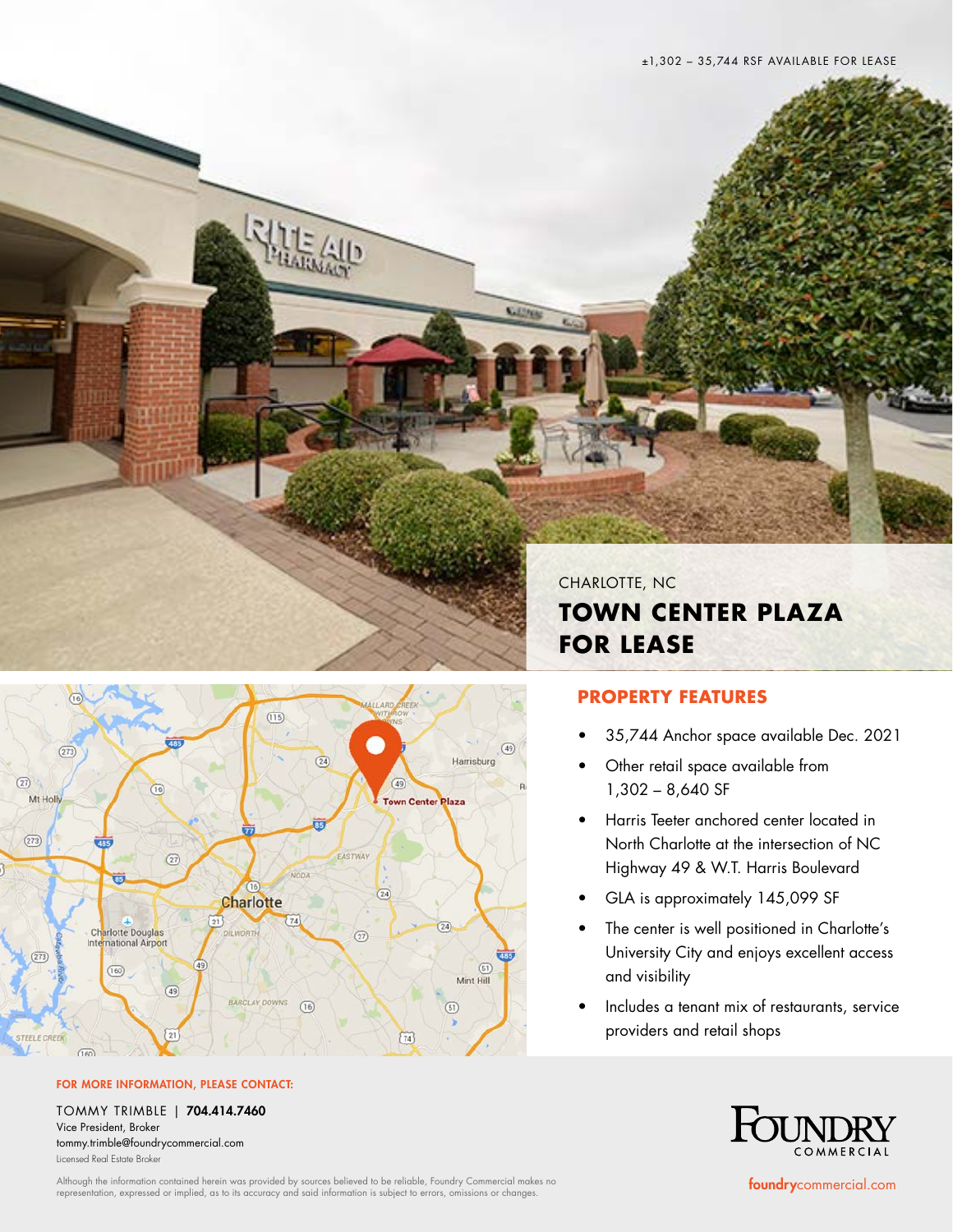±1,302 – 35,744 RSF AVAILABLE FOR LEASE

CHARLOTTE, NC

# TOWN CENTER PLAZA FOR LEASE

## PROPERTY FEATURES

- 35,744 Anchor space available Dec. 2021
- Other retail space available from 1,302 – 8,640 SF
- Harris Teeter anchored center located in North Charlotte at the intersection of NC Highway 49 & W.T. Harris Boulevard
- GLA is approximately 145,099 SF
- The center is well positioned in Charlotte's University City and enjoys excellent access and visibility
- Includes a tenant mix of restaurants, service providers and retail shops

**FOR MORE INFORMATION, PLEASE CONTACT:**

TOMMY TRIMBLE | **704.414.7460**
Vice President, Broker
tommy.trimble@foundrycommercial.com
Licensed Real Estate Broker

Although the information contained herein was provided by sources believed to be reliable, Foundry Commercial makes no representation, expressed or implied, as to its accuracy and said information is subject to errors, omissions or changes.

FOUNDRY COMMERCIAL

**foundry**commercial.com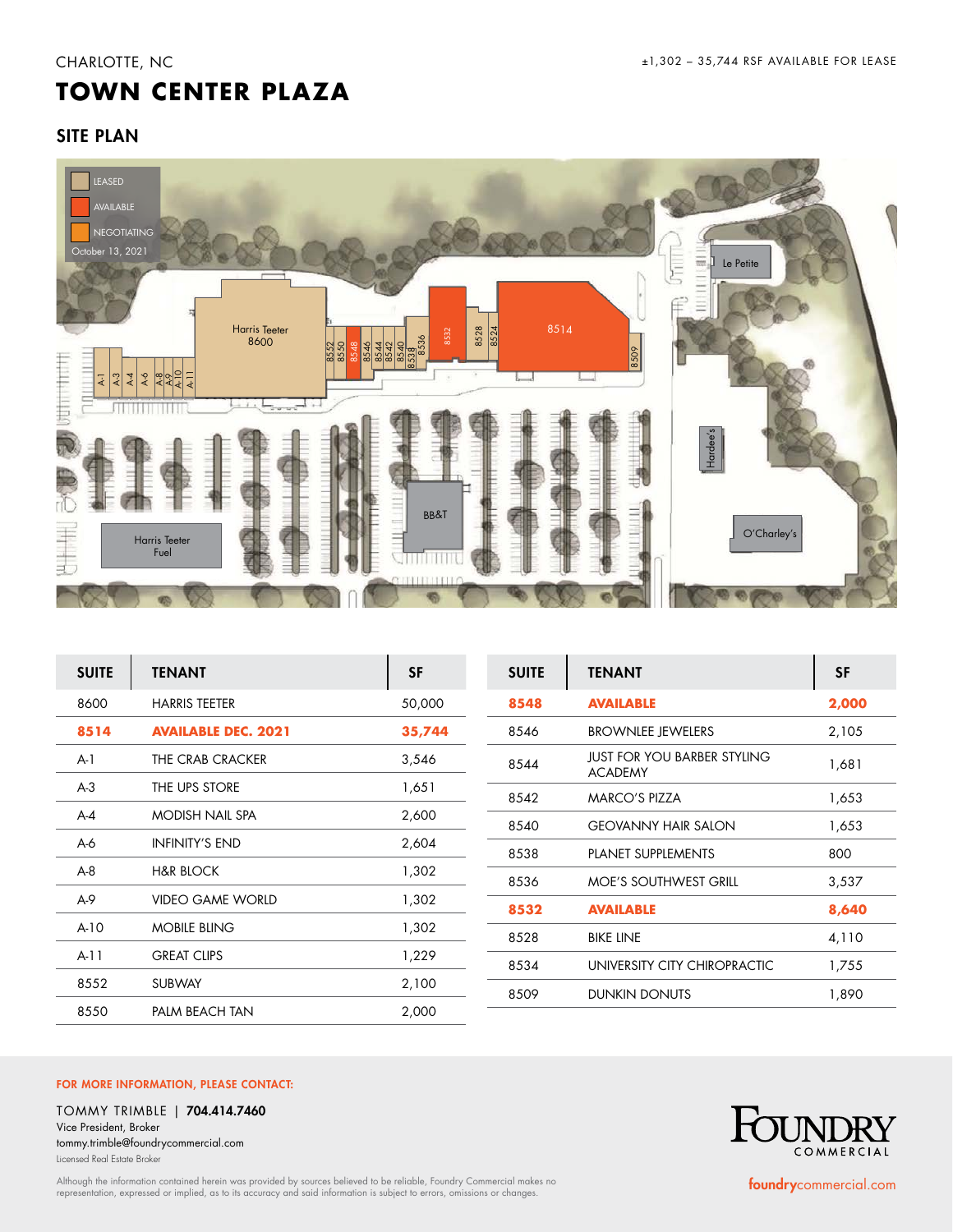CHARLOTTE, NC

±1,302 – 35,744 RSF AVAILABLE FOR LEASE

# TOWN CENTER PLAZA

## SITE PLAN

LEASED

AVAILABLE

NEGOTIATING

October 13, 2021

Le Petite

Harris Teeter 8600

A-1 A-3 A-4 A-6 A-8 A-9 A-10 A-11

8552 8550 8548 8546 8544 8542 8540 8538 8536 8532 8528 8524 8514 8509

Hardee's

BB&T

Harris Teeter Fuel

O'Charley's

| SUITE | TENANT | SF |
|---|---|---|
| 8600 | HARRIS TEETER | 50,000 |
| **8514** | **AVAILABLE DEC. 2021** | **35,744** |
| A-1 | THE CRAB CRACKER | 3,546 |
| A-3 | THE UPS STORE | 1,651 |
| A-4 | MODISH NAIL SPA | 2,600 |
| A-6 | INFINITY'S END | 2,604 |
| A-8 | H&R BLOCK | 1,302 |
| A-9 | VIDEO GAME WORLD | 1,302 |
| A-10 | MOBILE BLING | 1,302 |
| A-11 | GREAT CLIPS | 1,229 |
| 8552 | SUBWAY | 2,100 |
| 8550 | PALM BEACH TAN | 2,000 |

| SUITE | TENANT | SF |
|---|---|---|
| **8548** | **AVAILABLE** | **2,000** |
| 8546 | BROWNLEE JEWELERS | 2,105 |
| 8544 | JUST FOR YOU BARBER STYLING ACADEMY | 1,681 |
| 8542 | MARCO'S PIZZA | 1,653 |
| 8540 | GEOVANNY HAIR SALON | 1,653 |
| 8538 | PLANET SUPPLEMENTS | 800 |
| 8536 | MOE'S SOUTHWEST GRILL | 3,537 |
| **8532** | **AVAILABLE** | **8,640** |
| 8528 | BIKE LINE | 4,110 |
| 8534 | UNIVERSITY CITY CHIROPRACTIC | 1,755 |
| 8509 | DUNKIN DONUTS | 1,890 |

**FOR MORE INFORMATION, PLEASE CONTACT:**

TOMMY TRIMBLE | **704.414.7460**
Vice President, Broker
tommy.trimble@foundrycommercial.com
Licensed Real Estate Broker

Although the information contained herein was provided by sources believed to be reliable, Foundry Commercial makes no representation, expressed or implied, as to its accuracy and said information is subject to errors, omissions or changes.

FOUNDRY COMMERCIAL

foundrycommercial.com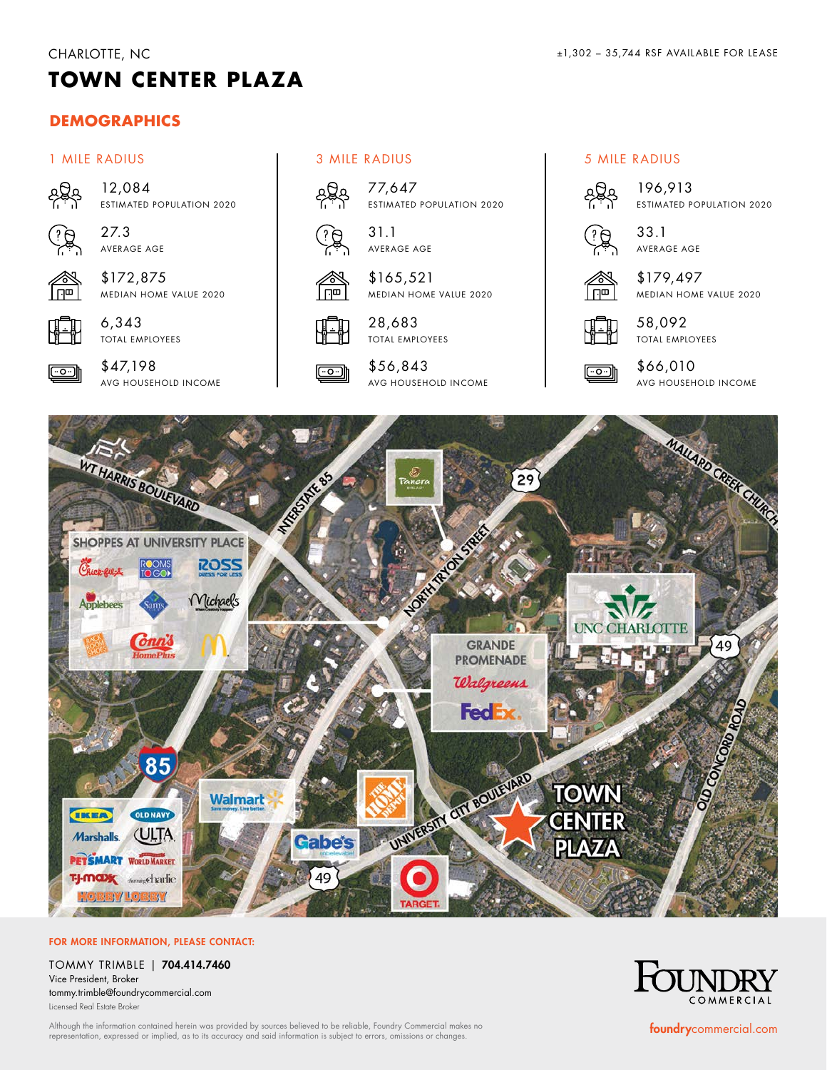CHARLOTTE, NC

±1,302 – 35,744 RSF AVAILABLE FOR LEASE

# TOWN CENTER PLAZA

## DEMOGRAPHICS

### 1 MILE RADIUS

12,084
ESTIMATED POPULATION 2020

27.3
AVERAGE AGE

$172,875
MEDIAN HOME VALUE 2020

6,343
TOTAL EMPLOYEES

$47,198
AVG HOUSEHOLD INCOME

### 3 MILE RADIUS

77,647
ESTIMATED POPULATION 2020

31.1
AVERAGE AGE

$165,521
MEDIAN HOME VALUE 2020

28,683
TOTAL EMPLOYEES

$56,843
AVG HOUSEHOLD INCOME

### 5 MILE RADIUS

196,913
ESTIMATED POPULATION 2020

33.1
AVERAGE AGE

$179,497
MEDIAN HOME VALUE 2020

58,092
TOTAL EMPLOYEES

$66,010
AVG HOUSEHOLD INCOME

WT HARRIS BOULEVARD
INTERSTATE 85
29
NORTH TRYON STREET
MALLARD CREEK CHURCH
SHOPPES AT UNIVERSITY PLACE
UNC CHARLOTTE
49
GRANDE PROMENADE
OLD CONCORD ROAD
85
UNIVERSITY CITY BOULEVARD
TOWN CENTER PLAZA
49

**FOR MORE INFORMATION, PLEASE CONTACT:**

TOMMY TRIMBLE | **704.414.7460**
Vice President, Broker
tommy.trimble@foundrycommercial.com
Licensed Real Estate Broker

FOUNDRY COMMERCIAL

foundrycommercial.com

Although the information contained herein was provided by sources believed to be reliable, Foundry Commercial makes no representation, expressed or implied, as to its accuracy and said information is subject to errors, omissions or changes.